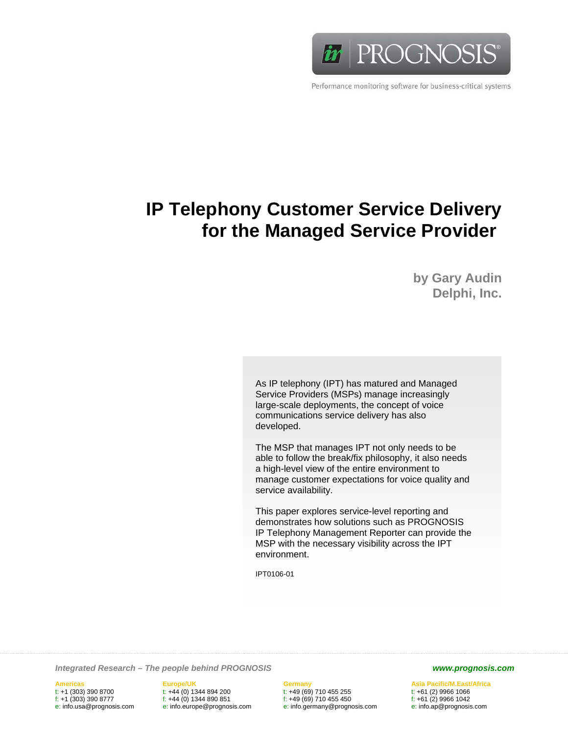PROGNOSIS®

Performance monitoring software for business-critical systems

# IP Telephony Customer Service Delivery for the Managed Service Provider

**by Gary Audin**
**Delphi, Inc.**

As IP telephony (IPT) has matured and Managed Service Providers (MSPs) manage increasingly large-scale deployments, the concept of voice communications service delivery has also developed.

The MSP that manages IPT not only needs to be able to follow the break/fix philosophy, it also needs a high-level view of the entire environment to manage customer expectations for voice quality and service availability.

This paper explores service-level reporting and demonstrates how solutions such as PROGNOSIS IP Telephony Management Reporter can provide the MSP with the necessary visibility across the IPT environment.

IPT0106-01

***Integrated Research – The people behind PROGNOSIS***

***www.prognosis.com***

**Americas**
t: +1 (303) 390 8700
f: +1 (303) 390 8777
e: info.usa@prognosis.com

**Europe/UK**
t: +44 (0) 1344 894 200
f: +44 (0) 1344 890 851
e: info.europe@prognosis.com

**Germany**
t: +49 (69) 710 455 255
f: +49 (69) 710 455 450
e: info.germany@prognosis.com

**Asia Pacific/M.East/Africa**
t: +61 (2) 9966 1066
f: +61 (2) 9966 1042
e: info.ap@prognosis.com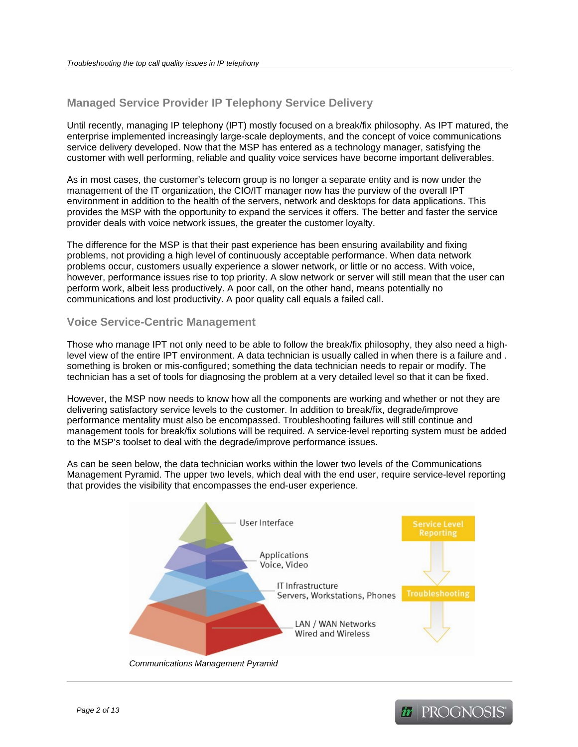## Managed Service Provider IP Telephony Service Delivery

Until recently, managing IP telephony (IPT) mostly focused on a break/fix philosophy. As IPT matured, the enterprise implemented increasingly large-scale deployments, and the concept of voice communications service delivery developed. Now that the MSP has entered as a technology manager, satisfying the customer with well performing, reliable and quality voice services have become important deliverables.

As in most cases, the customer's telecom group is no longer a separate entity and is now under the management of the IT organization, the CIO/IT manager now has the purview of the overall IPT environment in addition to the health of the servers, network and desktops for data applications. This provides the MSP with the opportunity to expand the services it offers. The better and faster the service provider deals with voice network issues, the greater the customer loyalty.

The difference for the MSP is that their past experience has been ensuring availability and fixing problems, not providing a high level of continuously acceptable performance. When data network problems occur, customers usually experience a slower network, or little or no access. With voice, however, performance issues rise to top priority. A slow network or server will still mean that the user can perform work, albeit less productively. A poor call, on the other hand, means potentially no communications and lost productivity. A poor quality call equals a failed call.

## Voice Service-Centric Management

Those who manage IPT not only need to be able to follow the break/fix philosophy, they also need a high-level view of the entire IPT environment. A data technician is usually called in when there is a failure and . something is broken or mis-configured; something the data technician needs to repair or modify. The technician has a set of tools for diagnosing the problem at a very detailed level so that it can be fixed.

However, the MSP now needs to know how all the components are working and whether or not they are delivering satisfactory service levels to the customer. In addition to break/fix, degrade/improve performance mentality must also be encompassed. Troubleshooting failures will still continue and management tools for break/fix solutions will be required. A service-level reporting system must be added to the MSP's toolset to deal with the degrade/improve performance issues.

As can be seen below, the data technician works within the lower two levels of the Communications Management Pyramid. The upper two levels, which deal with the end user, require service-level reporting that provides the visibility that encompasses the end-user experience.

User Interface

Applications
Voice, Video

IT Infrastructure
Servers, Workstations, Phones

LAN / WAN Networks
Wired and Wireless

Service Level Reporting

Troubleshooting

*Communications Management Pyramid*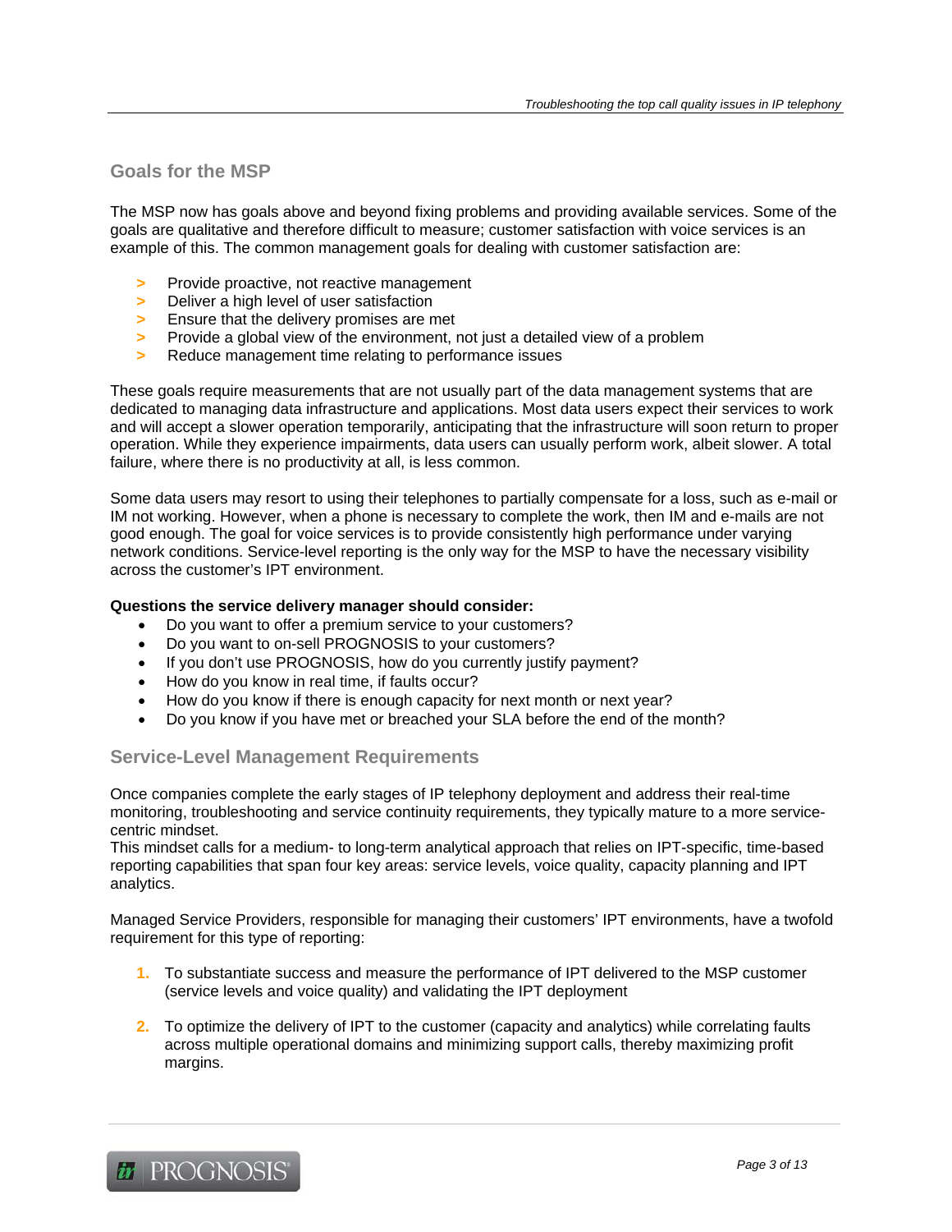## Goals for the MSP

The MSP now has goals above and beyond fixing problems and providing available services. Some of the goals are qualitative and therefore difficult to measure; customer satisfaction with voice services is an example of this. The common management goals for dealing with customer satisfaction are:

- Provide proactive, not reactive management
- Deliver a high level of user satisfaction
- Ensure that the delivery promises are met
- Provide a global view of the environment, not just a detailed view of a problem
- Reduce management time relating to performance issues

These goals require measurements that are not usually part of the data management systems that are dedicated to managing data infrastructure and applications. Most data users expect their services to work and will accept a slower operation temporarily, anticipating that the infrastructure will soon return to proper operation. While they experience impairments, data users can usually perform work, albeit slower. A total failure, where there is no productivity at all, is less common.

Some data users may resort to using their telephones to partially compensate for a loss, such as e-mail or IM not working. However, when a phone is necessary to complete the work, then IM and e-mails are not good enough. The goal for voice services is to provide consistently high performance under varying network conditions. Service-level reporting is the only way for the MSP to have the necessary visibility across the customer's IPT environment.

**Questions the service delivery manager should consider:**

- Do you want to offer a premium service to your customers?
- Do you want to on-sell PROGNOSIS to your customers?
- If you don't use PROGNOSIS, how do you currently justify payment?
- How do you know in real time, if faults occur?
- How do you know if there is enough capacity for next month or next year?
- Do you know if you have met or breached your SLA before the end of the month?

## Service-Level Management Requirements

Once companies complete the early stages of IP telephony deployment and address their real-time monitoring, troubleshooting and service continuity requirements, they typically mature to a more service-centric mindset.
This mindset calls for a medium- to long-term analytical approach that relies on IPT-specific, time-based reporting capabilities that span four key areas: service levels, voice quality, capacity planning and IPT analytics.

Managed Service Providers, responsible for managing their customers' IPT environments, have a twofold requirement for this type of reporting:

1. To substantiate success and measure the performance of IPT delivered to the MSP customer (service levels and voice quality) and validating the IPT deployment

2. To optimize the delivery of IPT to the customer (capacity and analytics) while correlating faults across multiple operational domains and minimizing support calls, thereby maximizing profit margins.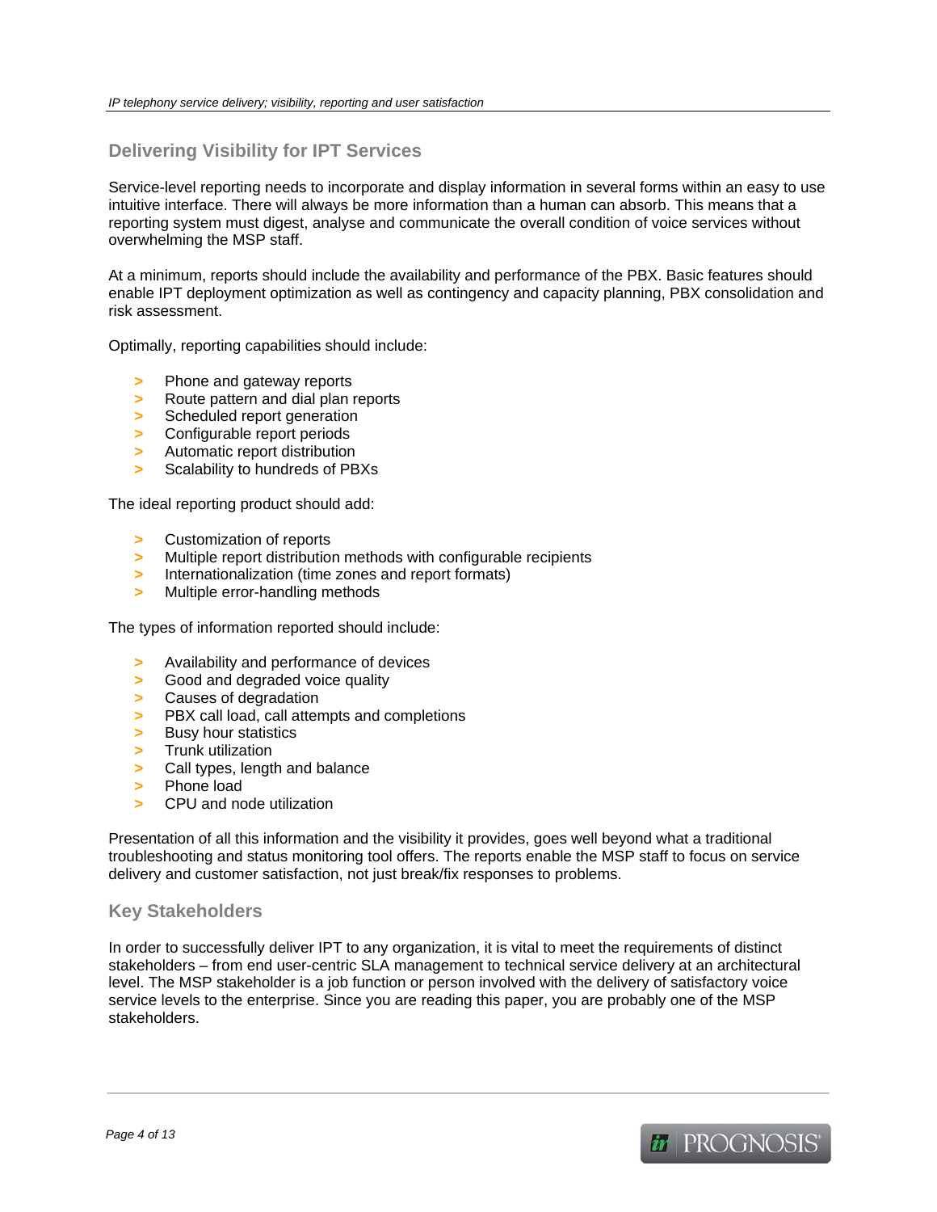## Delivering Visibility for IPT Services

Service-level reporting needs to incorporate and display information in several forms within an easy to use intuitive interface. There will always be more information than a human can absorb. This means that a reporting system must digest, analyse and communicate the overall condition of voice services without overwhelming the MSP staff.

At a minimum, reports should include the availability and performance of the PBX. Basic features should enable IPT deployment optimization as well as contingency and capacity planning, PBX consolidation and risk assessment.

Optimally, reporting capabilities should include:

- Phone and gateway reports
- Route pattern and dial plan reports
- Scheduled report generation
- Configurable report periods
- Automatic report distribution
- Scalability to hundreds of PBXs

The ideal reporting product should add:

- Customization of reports
- Multiple report distribution methods with configurable recipients
- Internationalization (time zones and report formats)
- Multiple error-handling methods

The types of information reported should include:

- Availability and performance of devices
- Good and degraded voice quality
- Causes of degradation
- PBX call load, call attempts and completions
- Busy hour statistics
- Trunk utilization
- Call types, length and balance
- Phone load
- CPU and node utilization

Presentation of all this information and the visibility it provides, goes well beyond what a traditional troubleshooting and status monitoring tool offers. The reports enable the MSP staff to focus on service delivery and customer satisfaction, not just break/fix responses to problems.

## Key Stakeholders

In order to successfully deliver IPT to any organization, it is vital to meet the requirements of distinct stakeholders – from end user-centric SLA management to technical service delivery at an architectural level. The MSP stakeholder is a job function or person involved with the delivery of satisfactory voice service levels to the enterprise. Since you are reading this paper, you are probably one of the MSP stakeholders.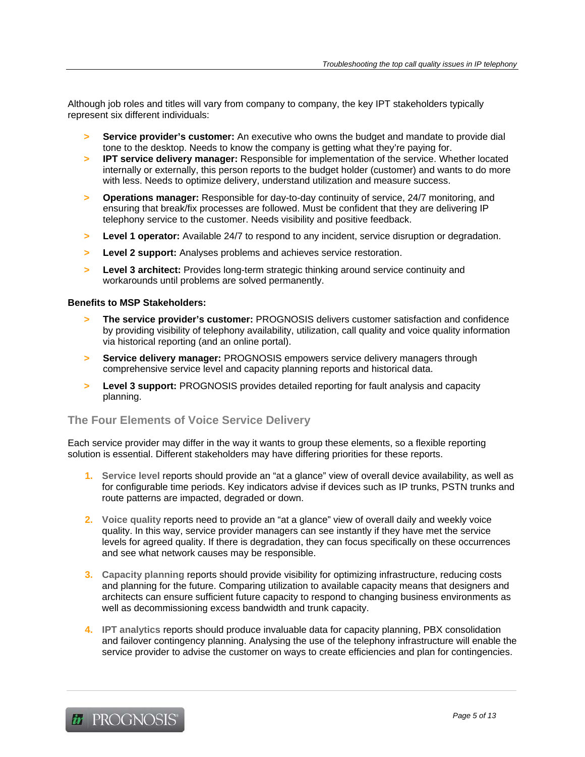Although job roles and titles will vary from company to company, the key IPT stakeholders typically represent six different individuals:

- **Service provider's customer:** An executive who owns the budget and mandate to provide dial tone to the desktop. Needs to know the company is getting what they're paying for.
- **IPT service delivery manager:** Responsible for implementation of the service. Whether located internally or externally, this person reports to the budget holder (customer) and wants to do more with less. Needs to optimize delivery, understand utilization and measure success.
- **Operations manager:** Responsible for day-to-day continuity of service, 24/7 monitoring, and ensuring that break/fix processes are followed. Must be confident that they are delivering IP telephony service to the customer. Needs visibility and positive feedback.
- **Level 1 operator:** Available 24/7 to respond to any incident, service disruption or degradation.
- **Level 2 support:** Analyses problems and achieves service restoration.
- **Level 3 architect:** Provides long-term strategic thinking around service continuity and workarounds until problems are solved permanently.

**Benefits to MSP Stakeholders:**

- **The service provider's customer:** PROGNOSIS delivers customer satisfaction and confidence by providing visibility of telephony availability, utilization, call quality and voice quality information via historical reporting (and an online portal).
- **Service delivery manager:** PROGNOSIS empowers service delivery managers through comprehensive service level and capacity planning reports and historical data.
- **Level 3 support:** PROGNOSIS provides detailed reporting for fault analysis and capacity planning.

## The Four Elements of Voice Service Delivery

Each service provider may differ in the way it wants to group these elements, so a flexible reporting solution is essential. Different stakeholders may have differing priorities for these reports.

1. **Service level** reports should provide an "at a glance" view of overall device availability, as well as for configurable time periods. Key indicators advise if devices such as IP trunks, PSTN trunks and route patterns are impacted, degraded or down.

2. **Voice quality** reports need to provide an "at a glance" view of overall daily and weekly voice quality. In this way, service provider managers can see instantly if they have met the service levels for agreed quality. If there is degradation, they can focus specifically on these occurrences and see what network causes may be responsible.

3. **Capacity planning** reports should provide visibility for optimizing infrastructure, reducing costs and planning for the future. Comparing utilization to available capacity means that designers and architects can ensure sufficient future capacity to respond to changing business environments as well as decommissioning excess bandwidth and trunk capacity.

4. **IPT analytics** reports should produce invaluable data for capacity planning, PBX consolidation and failover contingency planning. Analysing the use of the telephony infrastructure will enable the service provider to advise the customer on ways to create efficiencies and plan for contingencies.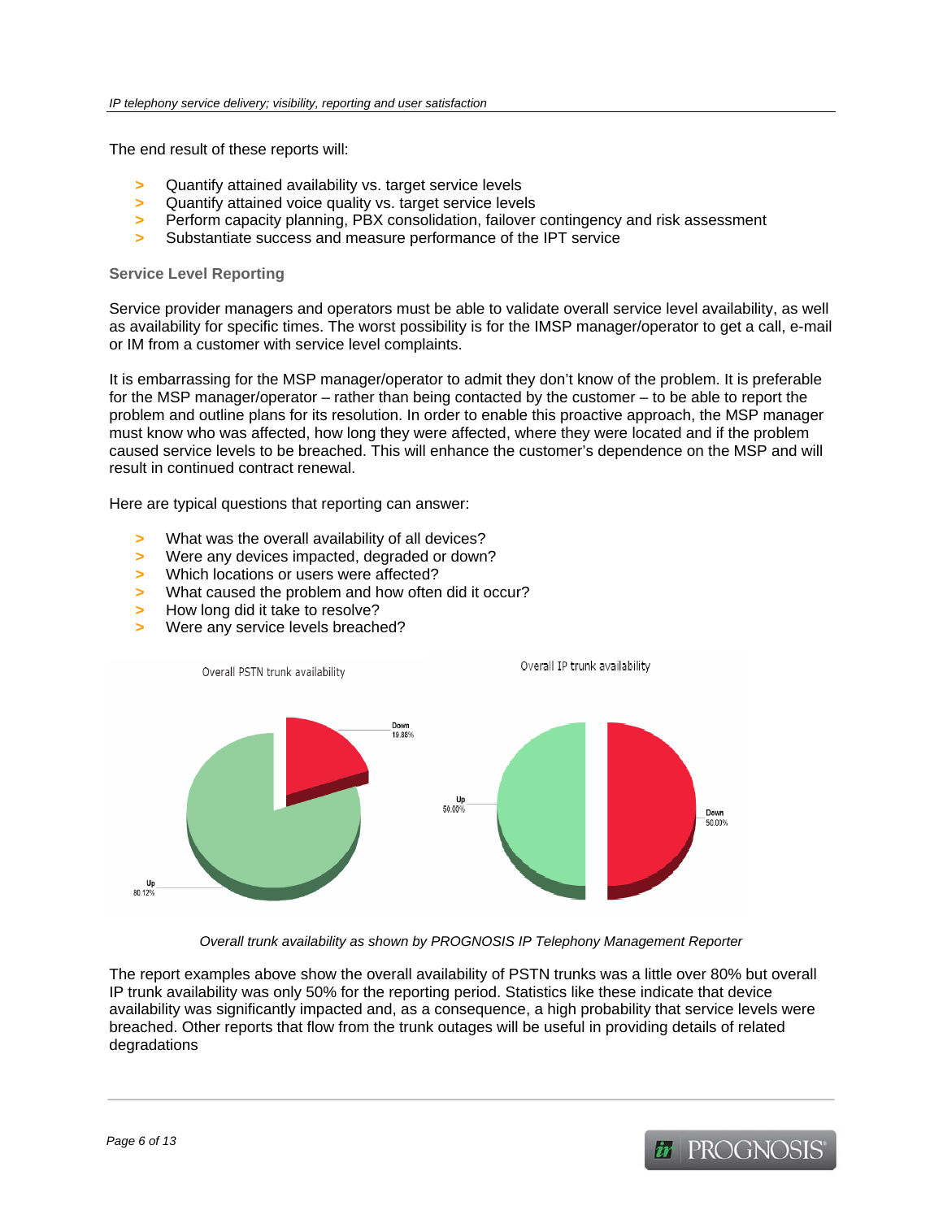The end result of these reports will:

- Quantify attained availability vs. target service levels
- Quantify attained voice quality vs. target service levels
- Perform capacity planning, PBX consolidation, failover contingency and risk assessment
- Substantiate success and measure performance of the IPT service

### Service Level Reporting

Service provider managers and operators must be able to validate overall service level availability, as well as availability for specific times. The worst possibility is for the IMSP manager/operator to get a call, e-mail or IM from a customer with service level complaints.

It is embarrassing for the MSP manager/operator to admit they don't know of the problem. It is preferable for the MSP manager/operator – rather than being contacted by the customer – to be able to report the problem and outline plans for its resolution. In order to enable this proactive approach, the MSP manager must know who was affected, how long they were affected, where they were located and if the problem caused service levels to be breached. This will enhance the customer's dependence on the MSP and will result in continued contract renewal.

Here are typical questions that reporting can answer:

- What was the overall availability of all devices?
- Were any devices impacted, degraded or down?
- Which locations or users were affected?
- What caused the problem and how often did it occur?
- How long did it take to resolve?
- Were any service levels breached?

Overall PSTN trunk availability: Down 19.88%, Up 80.12%

Overall IP trunk availability: Up 50.00%, Down 50.00%

*Overall trunk availability as shown by PROGNOSIS IP Telephony Management Reporter*

The report examples above show the overall availability of PSTN trunks was a little over 80% but overall IP trunk availability was only 50% for the reporting period. Statistics like these indicate that device availability was significantly impacted and, as a consequence, a high probability that service levels were breached. Other reports that flow from the trunk outages will be useful in providing details of related degradations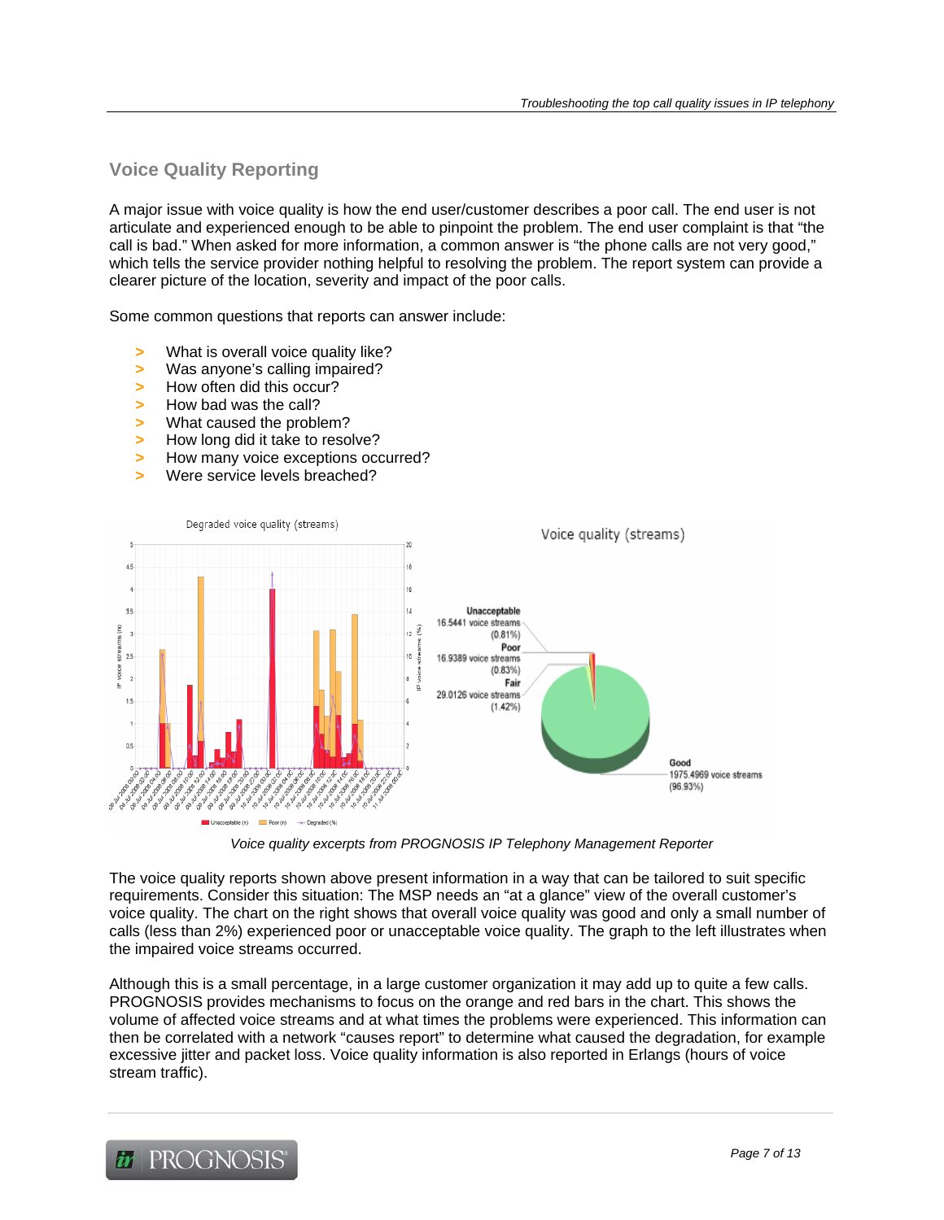## Voice Quality Reporting

A major issue with voice quality is how the end user/customer describes a poor call. The end user is not articulate and experienced enough to be able to pinpoint the problem. The end user complaint is that "the call is bad." When asked for more information, a common answer is "the phone calls are not very good," which tells the service provider nothing helpful to resolving the problem. The report system can provide a clearer picture of the location, severity and impact of the poor calls.

Some common questions that reports can answer include:

- What is overall voice quality like?
- Was anyone's calling impaired?
- How often did this occur?
- How bad was the call?
- What caused the problem?
- How long did it take to resolve?
- How many voice exceptions occurred?
- Were service levels breached?

*Voice quality excerpts from PROGNOSIS IP Telephony Management Reporter*

The voice quality reports shown above present information in a way that can be tailored to suit specific requirements. Consider this situation: The MSP needs an "at a glance" view of the overall customer's voice quality. The chart on the right shows that overall voice quality was good and only a small number of calls (less than 2%) experienced poor or unacceptable voice quality. The graph to the left illustrates when the impaired voice streams occurred.

Although this is a small percentage, in a large customer organization it may add up to quite a few calls. PROGNOSIS provides mechanisms to focus on the orange and red bars in the chart. This shows the volume of affected voice streams and at what times the problems were experienced. This information can then be correlated with a network "causes report" to determine what caused the degradation, for example excessive jitter and packet loss. Voice quality information is also reported in Erlangs (hours of voice stream traffic).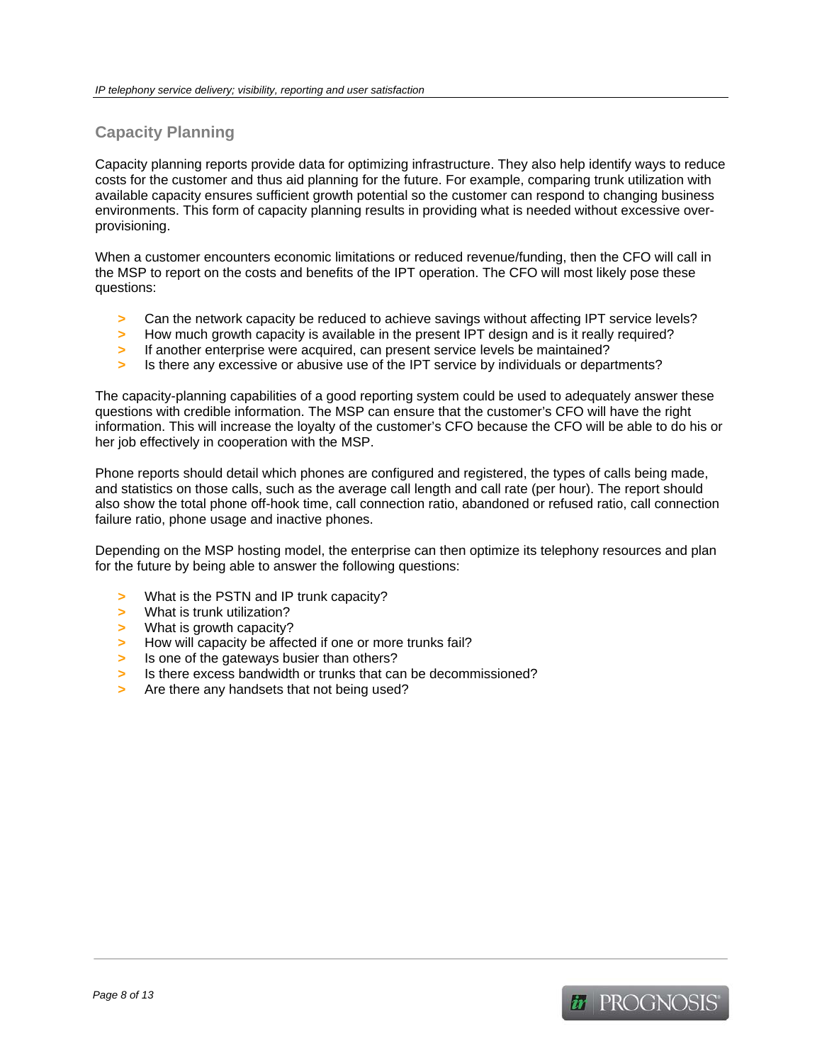## Capacity Planning

Capacity planning reports provide data for optimizing infrastructure. They also help identify ways to reduce costs for the customer and thus aid planning for the future. For example, comparing trunk utilization with available capacity ensures sufficient growth potential so the customer can respond to changing business environments. This form of capacity planning results in providing what is needed without excessive over-provisioning.

When a customer encounters economic limitations or reduced revenue/funding, then the CFO will call in the MSP to report on the costs and benefits of the IPT operation. The CFO will most likely pose these questions:

- Can the network capacity be reduced to achieve savings without affecting IPT service levels?
- How much growth capacity is available in the present IPT design and is it really required?
- If another enterprise were acquired, can present service levels be maintained?
- Is there any excessive or abusive use of the IPT service by individuals or departments?

The capacity-planning capabilities of a good reporting system could be used to adequately answer these questions with credible information. The MSP can ensure that the customer's CFO will have the right information. This will increase the loyalty of the customer's CFO because the CFO will be able to do his or her job effectively in cooperation with the MSP.

Phone reports should detail which phones are configured and registered, the types of calls being made, and statistics on those calls, such as the average call length and call rate (per hour). The report should also show the total phone off-hook time, call connection ratio, abandoned or refused ratio, call connection failure ratio, phone usage and inactive phones.

Depending on the MSP hosting model, the enterprise can then optimize its telephony resources and plan for the future by being able to answer the following questions:

- What is the PSTN and IP trunk capacity?
- What is trunk utilization?
- What is growth capacity?
- How will capacity be affected if one or more trunks fail?
- Is one of the gateways busier than others?
- Is there excess bandwidth or trunks that can be decommissioned?
- Are there any handsets that not being used?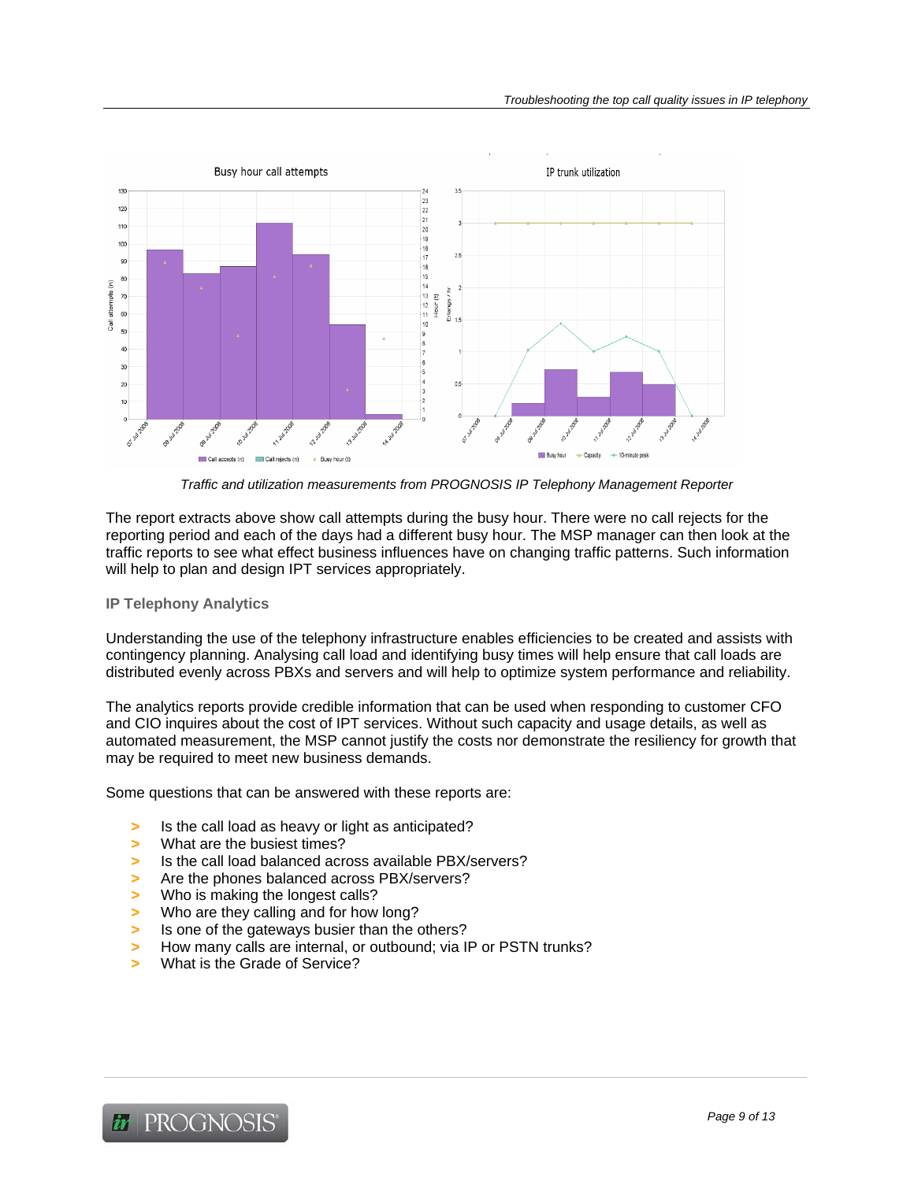*Traffic and utilization measurements from PROGNOSIS IP Telephony Management Reporter*

The report extracts above show call attempts during the busy hour. There were no call rejects for the reporting period and each of the days had a different busy hour. The MSP manager can then look at the traffic reports to see what effect business influences have on changing traffic patterns. Such information will help to plan and design IPT services appropriately.

### IP Telephony Analytics

Understanding the use of the telephony infrastructure enables efficiencies to be created and assists with contingency planning. Analysing call load and identifying busy times will help ensure that call loads are distributed evenly across PBXs and servers and will help to optimize system performance and reliability.

The analytics reports provide credible information that can be used when responding to customer CFO and CIO inquires about the cost of IPT services. Without such capacity and usage details, as well as automated measurement, the MSP cannot justify the costs nor demonstrate the resiliency for growth that may be required to meet new business demands.

Some questions that can be answered with these reports are:

- Is the call load as heavy or light as anticipated?
- What are the busiest times?
- Is the call load balanced across available PBX/servers?
- Are the phones balanced across PBX/servers?
- Who is making the longest calls?
- Who are they calling and for how long?
- Is one of the gateways busier than the others?
- How many calls are internal, or outbound; via IP or PSTN trunks?
- What is the Grade of Service?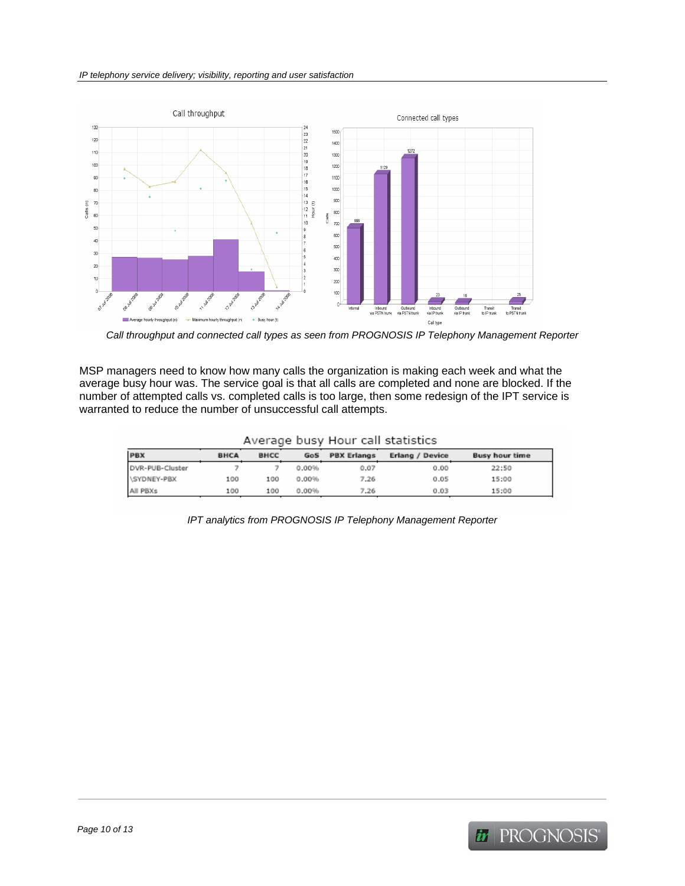Call throughput and connected call types as seen from PROGNOSIS IP Telephony Management Reporter

MSP managers need to know how many calls the organization is making each week and what the average busy hour was. The service goal is that all calls are completed and none are blocked. If the number of attempted calls vs. completed calls is too large, then some redesign of the IPT service is warranted to reduce the number of unsuccessful call attempts.

Average busy Hour call statistics

| PBX | BHCA | BHCC | GoS | PBX Erlangs | Erlang / Device | Busy hour time |
|---|---|---|---|---|---|---|
| DVR-PUB-Cluster | 7 | 7 | 0.00% | 0.07 | 0.00 | 22:50 |
| \SYDNEY-PBX | 100 | 100 | 0.00% | 7.26 | 0.05 | 15:00 |
| All PBXs | 100 | 100 | 0.00% | 7.26 | 0.03 | 15:00 |

IPT analytics from PROGNOSIS IP Telephony Management Reporter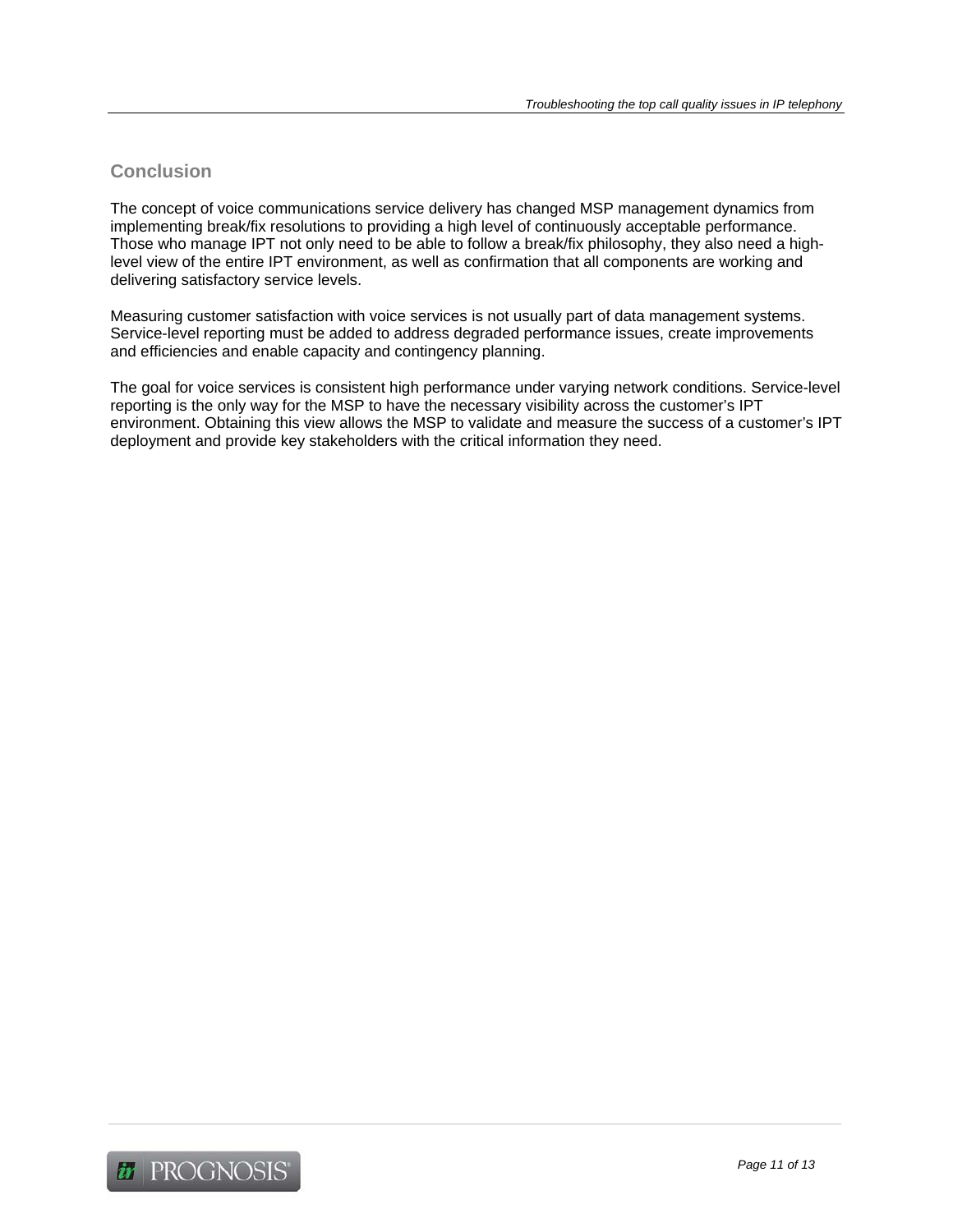## Conclusion

The concept of voice communications service delivery has changed MSP management dynamics from implementing break/fix resolutions to providing a high level of continuously acceptable performance. Those who manage IPT not only need to be able to follow a break/fix philosophy, they also need a high-level view of the entire IPT environment, as well as confirmation that all components are working and delivering satisfactory service levels.

Measuring customer satisfaction with voice services is not usually part of data management systems. Service-level reporting must be added to address degraded performance issues, create improvements and efficiencies and enable capacity and contingency planning.

The goal for voice services is consistent high performance under varying network conditions. Service-level reporting is the only way for the MSP to have the necessary visibility across the customer's IPT environment. Obtaining this view allows the MSP to validate and measure the success of a customer's IPT deployment and provide key stakeholders with the critical information they need.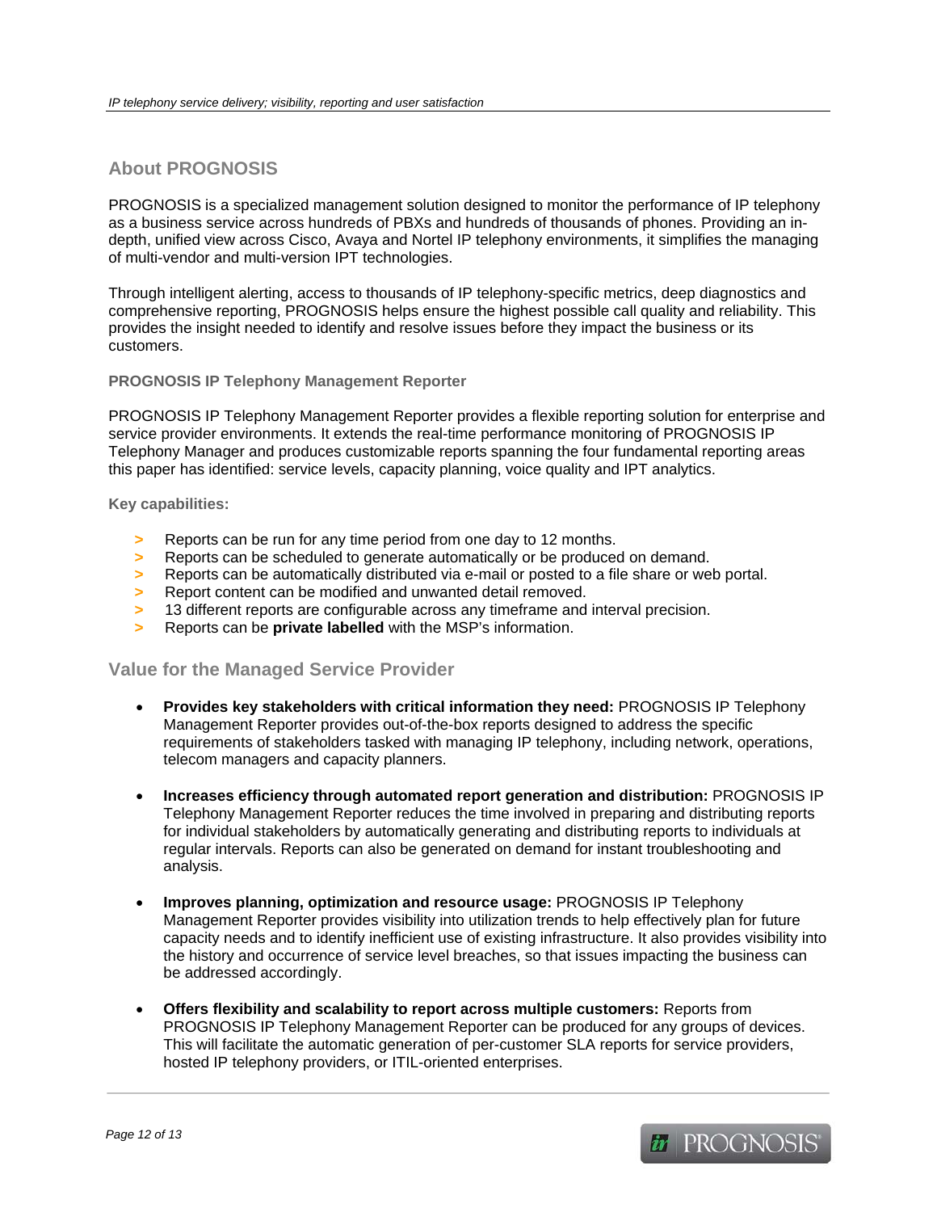## About PROGNOSIS

PROGNOSIS is a specialized management solution designed to monitor the performance of IP telephony as a business service across hundreds of PBXs and hundreds of thousands of phones. Providing an in-depth, unified view across Cisco, Avaya and Nortel IP telephony environments, it simplifies the managing of multi-vendor and multi-version IPT technologies.

Through intelligent alerting, access to thousands of IP telephony-specific metrics, deep diagnostics and comprehensive reporting, PROGNOSIS helps ensure the highest possible call quality and reliability. This provides the insight needed to identify and resolve issues before they impact the business or its customers.

### PROGNOSIS IP Telephony Management Reporter

PROGNOSIS IP Telephony Management Reporter provides a flexible reporting solution for enterprise and service provider environments. It extends the real-time performance monitoring of PROGNOSIS IP Telephony Manager and produces customizable reports spanning the four fundamental reporting areas this paper has identified: service levels, capacity planning, voice quality and IPT analytics.

#### Key capabilities:

- Reports can be run for any time period from one day to 12 months.
- Reports can be scheduled to generate automatically or be produced on demand.
- Reports can be automatically distributed via e-mail or posted to a file share or web portal.
- Report content can be modified and unwanted detail removed.
- 13 different reports are configurable across any timeframe and interval precision.
- Reports can be **private labelled** with the MSP's information.

## Value for the Managed Service Provider

- **Provides key stakeholders with critical information they need:** PROGNOSIS IP Telephony Management Reporter provides out-of-the-box reports designed to address the specific requirements of stakeholders tasked with managing IP telephony, including network, operations, telecom managers and capacity planners.

- **Increases efficiency through automated report generation and distribution:** PROGNOSIS IP Telephony Management Reporter reduces the time involved in preparing and distributing reports for individual stakeholders by automatically generating and distributing reports to individuals at regular intervals. Reports can also be generated on demand for instant troubleshooting and analysis.

- **Improves planning, optimization and resource usage:** PROGNOSIS IP Telephony Management Reporter provides visibility into utilization trends to help effectively plan for future capacity needs and to identify inefficient use of existing infrastructure. It also provides visibility into the history and occurrence of service level breaches, so that issues impacting the business can be addressed accordingly.

- **Offers flexibility and scalability to report across multiple customers:** Reports from PROGNOSIS IP Telephony Management Reporter can be produced for any groups of devices. This will facilitate the automatic generation of per-customer SLA reports for service providers, hosted IP telephony providers, or ITIL-oriented enterprises.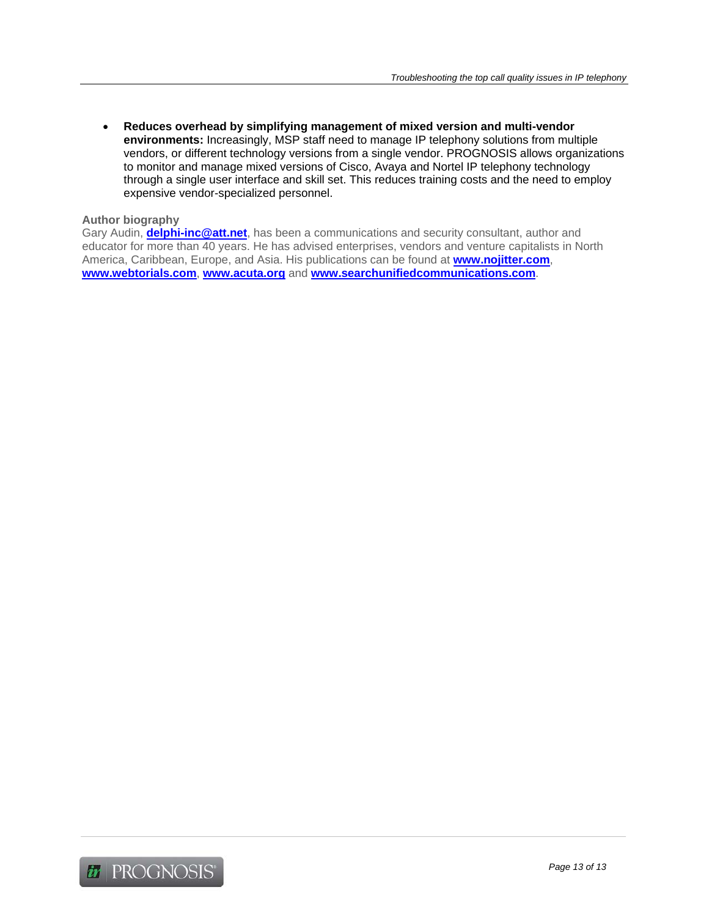- **Reduces overhead by simplifying management of mixed version and multi-vendor environments:** Increasingly, MSP staff need to manage IP telephony solutions from multiple vendors, or different technology versions from a single vendor. PROGNOSIS allows organizations to monitor and manage mixed versions of Cisco, Avaya and Nortel IP telephony technology through a single user interface and skill set. This reduces training costs and the need to employ expensive vendor-specialized personnel.

**Author biography**

Gary Audin, **delphi-inc@att.net**, has been a communications and security consultant, author and educator for more than 40 years. He has advised enterprises, vendors and venture capitalists in North America, Caribbean, Europe, and Asia. His publications can be found at **www.nojitter.com**, **www.webtorials.com**, **www.acuta.org** and **www.searchunifiedcommunications.com**.